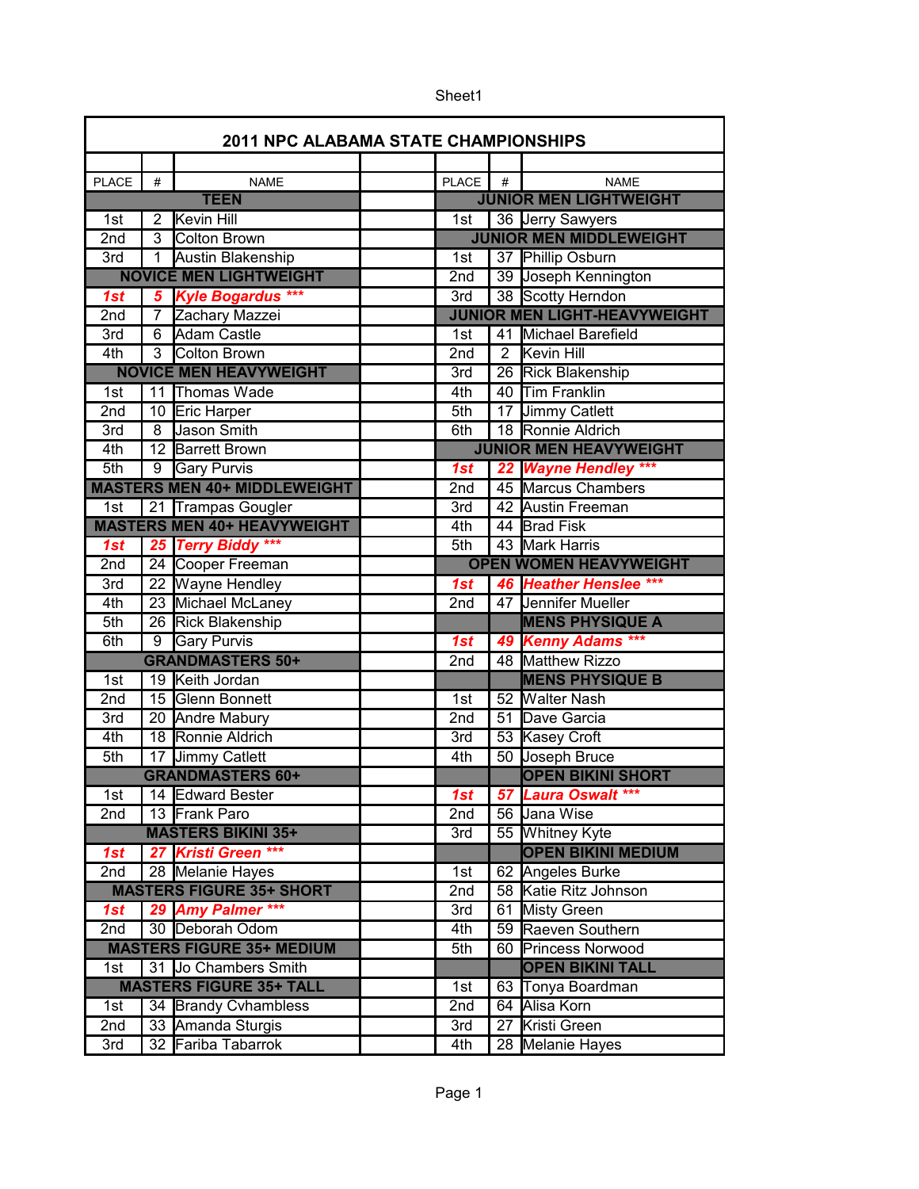# 2011 NPC ALABAMA STATE CHAMPIONSHIPS

| PLACE | # | NAME | | PLACE | # | NAME |
|---|---|---|---|---|---|---|
| **TEEN** | | | | **JUNIOR MEN LIGHTWEIGHT** | | |
| 1st | 2 | Kevin Hill | | 1st | 36 | Jerry Sawyers |
| 2nd | 3 | Colton Brown | | **JUNIOR MEN MIDDLEWEIGHT** | | |
| 3rd | 1 | Austin Blakenship | | 1st | 37 | Phillip Osburn |
| **NOVICE MEN LIGHTWEIGHT** | | | | 2nd | 39 | Joseph Kennington |
| ***1st*** | ***5*** | ***Kyle Bogardus \*\*\**** | | 3rd | 38 | Scotty Herndon |
| 2nd | 7 | Zachary Mazzei | | **JUNIOR MEN LIGHT-HEAVYWEIGHT** | | |
| 3rd | 6 | Adam Castle | | 1st | 41 | Michael Barefield |
| 4th | 3 | Colton Brown | | 2nd | 2 | Kevin Hill |
| **NOVICE MEN HEAVYWEIGHT** | | | | 3rd | 26 | Rick Blakenship |
| 1st | 11 | Thomas Wade | | 4th | 40 | Tim Franklin |
| 2nd | 10 | Eric Harper | | 5th | 17 | Jimmy Catlett |
| 3rd | 8 | Jason Smith | | 6th | 18 | Ronnie Aldrich |
| 4th | 12 | Barrett Brown | | **JUNIOR MEN HEAVYWEIGHT** | | |
| 5th | 9 | Gary Purvis | | ***1st*** | ***22*** | ***Wayne Hendley \*\*\**** |
| **MASTERS MEN 40+ MIDDLEWEIGHT** | | | | 2nd | 45 | Marcus Chambers |
| 1st | 21 | Trampas Gougler | | 3rd | 42 | Austin Freeman |
| **MASTERS MEN 40+ HEAVYWEIGHT** | | | | 4th | 44 | Brad Fisk |
| ***1st*** | ***25*** | ***Terry Biddy \*\*\**** | | 5th | 43 | Mark Harris |
| 2nd | 24 | Cooper Freeman | | **OPEN WOMEN HEAVYWEIGHT** | | |
| 3rd | 22 | Wayne Hendley | | ***1st*** | ***46*** | ***Heather Henslee \*\*\**** |
| 4th | 23 | Michael McLaney | | 2nd | 47 | Jennifer Mueller |
| 5th | 26 | Rick Blakenship | | | | **MENS PHYSIQUE A** |
| 6th | 9 | Gary Purvis | | ***1st*** | ***49*** | ***Kenny Adams \*\*\**** |
| **GRANDMASTERS 50+** | | | | 2nd | 48 | Matthew Rizzo |
| 1st | 19 | Keith Jordan | | | | **MENS PHYSIQUE B** |
| 2nd | 15 | Glenn Bonnett | | 1st | 52 | Walter Nash |
| 3rd | 20 | Andre Mabury | | 2nd | 51 | Dave Garcia |
| 4th | 18 | Ronnie Aldrich | | 3rd | 53 | Kasey Croft |
| 5th | 17 | Jimmy Catlett | | 4th | 50 | Joseph Bruce |
| **GRANDMASTERS 60+** | | | | | | **OPEN BIKINI SHORT** |
| 1st | 14 | Edward Bester | | ***1st*** | ***57*** | ***Laura Oswalt \*\*\**** |
| 2nd | 13 | Frank Paro | | 2nd | 56 | Jana Wise |
| **MASTERS BIKINI 35+** | | | | 3rd | 55 | Whitney Kyte |
| ***1st*** | ***27*** | ***Kristi Green \*\*\**** | | | | **OPEN BIKINI MEDIUM** |
| 2nd | 28 | Melanie Hayes | | 1st | 62 | Angeles Burke |
| **MASTERS FIGURE 35+ SHORT** | | | | 2nd | 58 | Katie Ritz Johnson |
| ***1st*** | ***29*** | ***Amy Palmer \*\*\**** | | 3rd | 61 | Misty Green |
| 2nd | 30 | Deborah Odom | | 4th | 59 | Raeven Southern |
| **MASTERS FIGURE 35+ MEDIUM** | | | | 5th | 60 | Princess Norwood |
| 1st | 31 | Jo Chambers Smith | | | | **OPEN BIKINI TALL** |
| **MASTERS FIGURE 35+ TALL** | | | | 1st | 63 | Tonya Boardman |
| 1st | 34 | Brandy Cvhambless | | 2nd | 64 | Alisa Korn |
| 2nd | 33 | Amanda Sturgis | | 3rd | 27 | Kristi Green |
| 3rd | 32 | Fariba Tabarrok | | 4th | 28 | Melanie Hayes |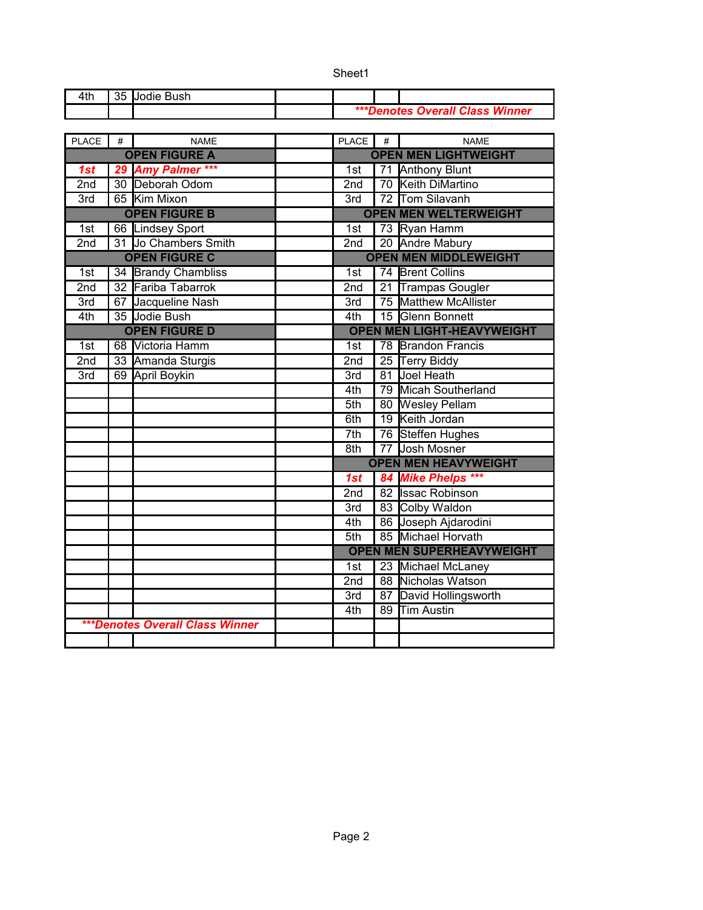| | | | | | | |
|---|---|---|---|---|---|---|
| 4th | 35 | Jodie Bush | | | | |
| | | | | ***Denotes Overall Class Winner*** | | |

| PLACE | # | NAME | | PLACE | # | NAME |
|---|---|---|---|---|---|---|
| **OPEN FIGURE A** | | | | **OPEN MEN LIGHTWEIGHT** | | |
| ***1st*** | ***29*** | ***Amy Palmer **** | | 1st | 71 | Anthony Blunt |
| 2nd | 30 | Deborah Odom | | 2nd | 70 | Keith DiMartino |
| 3rd | 65 | Kim Mixon | | 3rd | 72 | Tom Silavanh |
| **OPEN FIGURE B** | | | | **OPEN MEN WELTERWEIGHT** | | |
| 1st | 66 | Lindsey Sport | | 1st | 73 | Ryan Hamm |
| 2nd | 31 | Jo Chambers Smith | | 2nd | 20 | Andre Mabury |
| **OPEN FIGURE C** | | | | **OPEN MEN MIDDLEWEIGHT** | | |
| 1st | 34 | Brandy Chambliss | | 1st | 74 | Brent Collins |
| 2nd | 32 | Fariba Tabarrok | | 2nd | 21 | Trampas Gougler |
| 3rd | 67 | Jacqueline Nash | | 3rd | 75 | Matthew McAllister |
| 4th | 35 | Jodie Bush | | 4th | 15 | Glenn Bonnett |
| **OPEN FIGURE D** | | | | **OPEN MEN LIGHT-HEAVYWEIGHT** | | |
| 1st | 68 | Victoria Hamm | | 1st | 78 | Brandon Francis |
| 2nd | 33 | Amanda Sturgis | | 2nd | 25 | Terry Biddy |
| 3rd | 69 | April Boykin | | 3rd | 81 | Joel Heath |
| | | | | 4th | 79 | Micah Southerland |
| | | | | 5th | 80 | Wesley Pellam |
| | | | | 6th | 19 | Keith Jordan |
| | | | | 7th | 76 | Steffen Hughes |
| | | | | 8th | 77 | Josh Mosner |
| | | | | **OPEN MEN HEAVYWEIGHT** | | |
| | | | | ***1st*** | ***84*** | ***Mike Phelps **** |
| | | | | 2nd | 82 | Issac Robinson |
| | | | | 3rd | 83 | Colby Waldon |
| | | | | 4th | 86 | Joseph Ajdarodini |
| | | | | 5th | 85 | Michael Horvath |
| | | | | **OPEN MEN SUPERHEAVYWEIGHT** | | |
| | | | | 1st | 23 | Michael McLaney |
| | | | | 2nd | 88 | Nicholas Watson |
| | | | | 3rd | 87 | David Hollingsworth |
| | | | | 4th | 89 | Tim Austin |
| ***Denotes Overall Class Winner*** | | | | | | |
| | | | | | | |